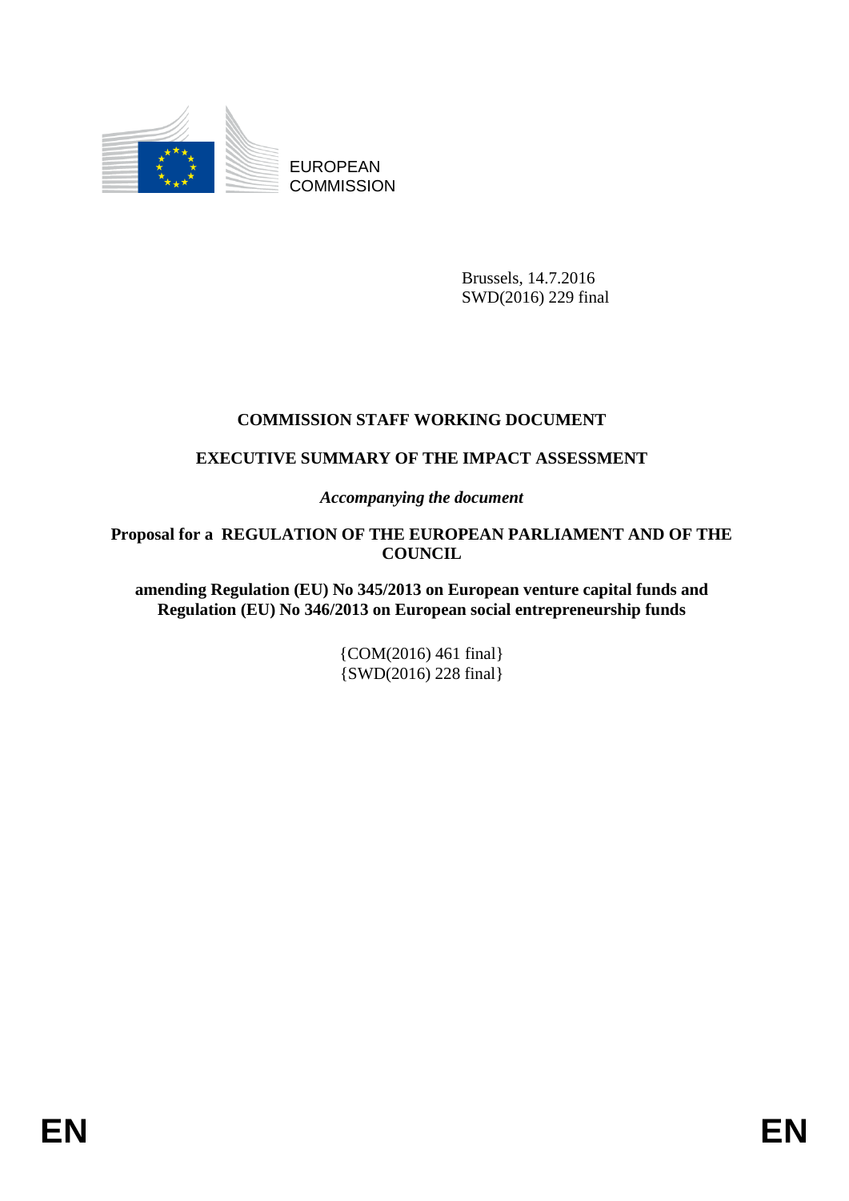EUROPEAN
COMMISSION

Brussels, 14.7.2016
SWD(2016) 229 final

**COMMISSION STAFF WORKING DOCUMENT**

**EXECUTIVE SUMMARY OF THE IMPACT ASSESSMENT**

***Accompanying the document***

**Proposal for a REGULATION OF THE EUROPEAN PARLIAMENT AND OF THE COUNCIL**

**amending Regulation (EU) No 345/2013 on European venture capital funds and Regulation (EU) No 346/2013 on European social entrepreneurship funds**

{COM(2016) 461 final}
{SWD(2016) 228 final}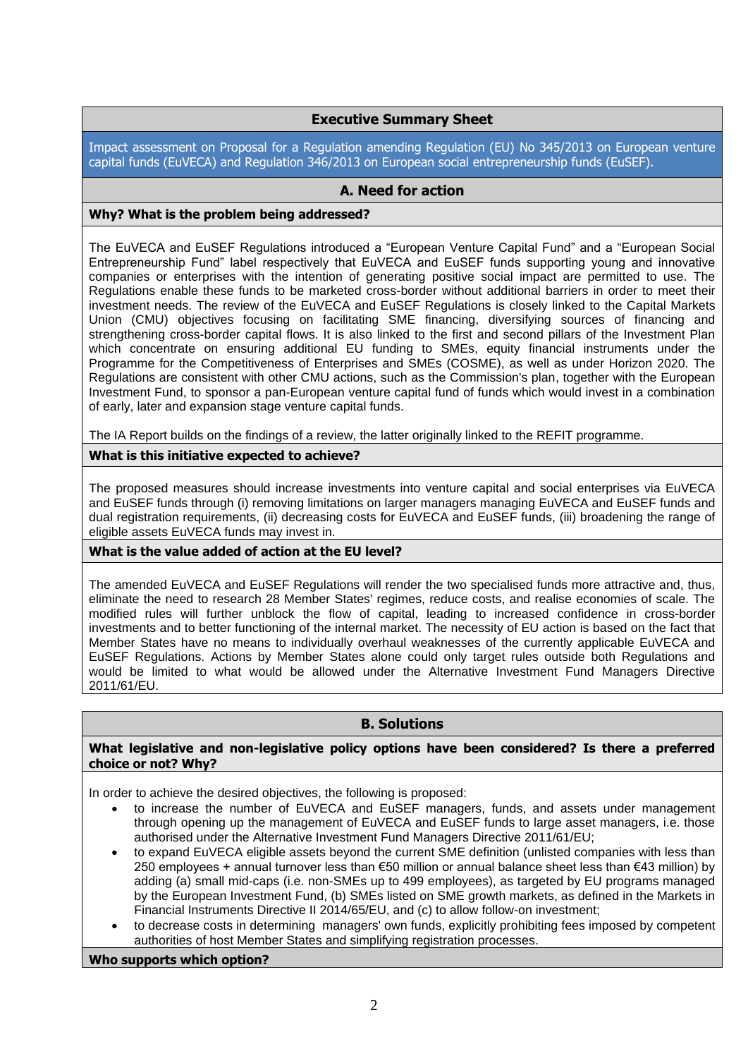## Executive Summary Sheet

Impact assessment on Proposal for a Regulation amending Regulation (EU) No 345/2013 on European venture capital funds (EuVECA) and Regulation 346/2013 on European social entrepreneurship funds (EuSEF).

### A. Need for action

**Why? What is the problem being addressed?**

The EuVECA and EuSEF Regulations introduced a "European Venture Capital Fund" and a "European Social Entrepreneurship Fund" label respectively that EuVECA and EuSEF funds supporting young and innovative companies or enterprises with the intention of generating positive social impact are permitted to use. The Regulations enable these funds to be marketed cross-border without additional barriers in order to meet their investment needs. The review of the EuVECA and EuSEF Regulations is closely linked to the Capital Markets Union (CMU) objectives focusing on facilitating SME financing, diversifying sources of financing and strengthening cross-border capital flows. It is also linked to the first and second pillars of the Investment Plan which concentrate on ensuring additional EU funding to SMEs, equity financial instruments under the Programme for the Competitiveness of Enterprises and SMEs (COSME), as well as under Horizon 2020. The Regulations are consistent with other CMU actions, such as the Commission's plan, together with the European Investment Fund, to sponsor a pan-European venture capital fund of funds which would invest in a combination of early, later and expansion stage venture capital funds.

The IA Report builds on the findings of a review, the latter originally linked to the REFIT programme.

**What is this initiative expected to achieve?**

The proposed measures should increase investments into venture capital and social enterprises via EuVECA and EuSEF funds through (i) removing limitations on larger managers managing EuVECA and EuSEF funds and dual registration requirements, (ii) decreasing costs for EuVECA and EuSEF funds, (iii) broadening the range of eligible assets EuVECA funds may invest in.

**What is the value added of action at the EU level?**

The amended EuVECA and EuSEF Regulations will render the two specialised funds more attractive and, thus, eliminate the need to research 28 Member States' regimes, reduce costs, and realise economies of scale. The modified rules will further unblock the flow of capital, leading to increased confidence in cross-border investments and to better functioning of the internal market. The necessity of EU action is based on the fact that Member States have no means to individually overhaul weaknesses of the currently applicable EuVECA and EuSEF Regulations. Actions by Member States alone could only target rules outside both Regulations and would be limited to what would be allowed under the Alternative Investment Fund Managers Directive 2011/61/EU.

### B. Solutions

**What legislative and non-legislative policy options have been considered? Is there a preferred choice or not? Why?**

In order to achieve the desired objectives, the following is proposed:

- to increase the number of EuVECA and EuSEF managers, funds, and assets under management through opening up the management of EuVECA and EuSEF funds to large asset managers, i.e. those authorised under the Alternative Investment Fund Managers Directive 2011/61/EU;
- to expand EuVECA eligible assets beyond the current SME definition (unlisted companies with less than 250 employees + annual turnover less than €50 million or annual balance sheet less than €43 million) by adding (a) small mid-caps (i.e. non-SMEs up to 499 employees), as targeted by EU programs managed by the European Investment Fund, (b) SMEs listed on SME growth markets, as defined in the Markets in Financial Instruments Directive II 2014/65/EU, and (c) to allow follow-on investment;
- to decrease costs in determining managers' own funds, explicitly prohibiting fees imposed by competent authorities of host Member States and simplifying registration processes.

**Who supports which option?**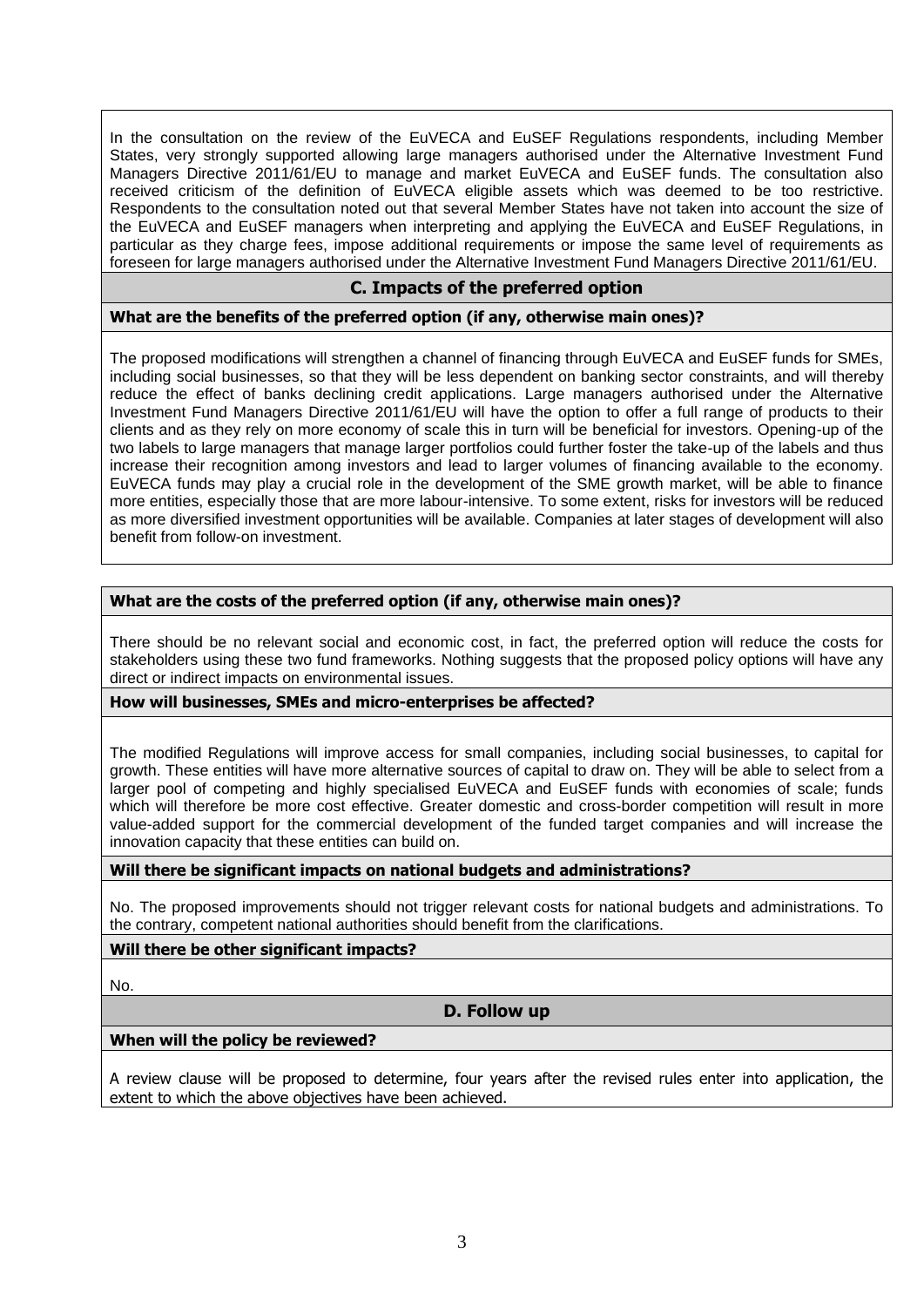In the consultation on the review of the EuVECA and EuSEF Regulations respondents, including Member States, very strongly supported allowing large managers authorised under the Alternative Investment Fund Managers Directive 2011/61/EU to manage and market EuVECA and EuSEF funds. The consultation also received criticism of the definition of EuVECA eligible assets which was deemed to be too restrictive. Respondents to the consultation noted out that several Member States have not taken into account the size of the EuVECA and EuSEF managers when interpreting and applying the EuVECA and EuSEF Regulations, in particular as they charge fees, impose additional requirements or impose the same level of requirements as foreseen for large managers authorised under the Alternative Investment Fund Managers Directive 2011/61/EU.

## C. Impacts of the preferred option

**What are the benefits of the preferred option (if any, otherwise main ones)?**

The proposed modifications will strengthen a channel of financing through EuVECA and EuSEF funds for SMEs, including social businesses, so that they will be less dependent on banking sector constraints, and will thereby reduce the effect of banks declining credit applications. Large managers authorised under the Alternative Investment Fund Managers Directive 2011/61/EU will have the option to offer a full range of products to their clients and as they rely on more economy of scale this in turn will be beneficial for investors. Opening-up of the two labels to large managers that manage larger portfolios could further foster the take-up of the labels and thus increase their recognition among investors and lead to larger volumes of financing available to the economy. EuVECA funds may play a crucial role in the development of the SME growth market, will be able to finance more entities, especially those that are more labour-intensive. To some extent, risks for investors will be reduced as more diversified investment opportunities will be available. Companies at later stages of development will also benefit from follow-on investment.

**What are the costs of the preferred option (if any, otherwise main ones)?**

There should be no relevant social and economic cost, in fact, the preferred option will reduce the costs for stakeholders using these two fund frameworks. Nothing suggests that the proposed policy options will have any direct or indirect impacts on environmental issues.

**How will businesses, SMEs and micro-enterprises be affected?**

The modified Regulations will improve access for small companies, including social businesses, to capital for growth. These entities will have more alternative sources of capital to draw on. They will be able to select from a larger pool of competing and highly specialised EuVECA and EuSEF funds with economies of scale; funds which will therefore be more cost effective. Greater domestic and cross-border competition will result in more value-added support for the commercial development of the funded target companies and will increase the innovation capacity that these entities can build on.

**Will there be significant impacts on national budgets and administrations?**

No. The proposed improvements should not trigger relevant costs for national budgets and administrations. To the contrary, competent national authorities should benefit from the clarifications.

**Will there be other significant impacts?**

No.

## D. Follow up

**When will the policy be reviewed?**

A review clause will be proposed to determine, four years after the revised rules enter into application, the extent to which the above objectives have been achieved.